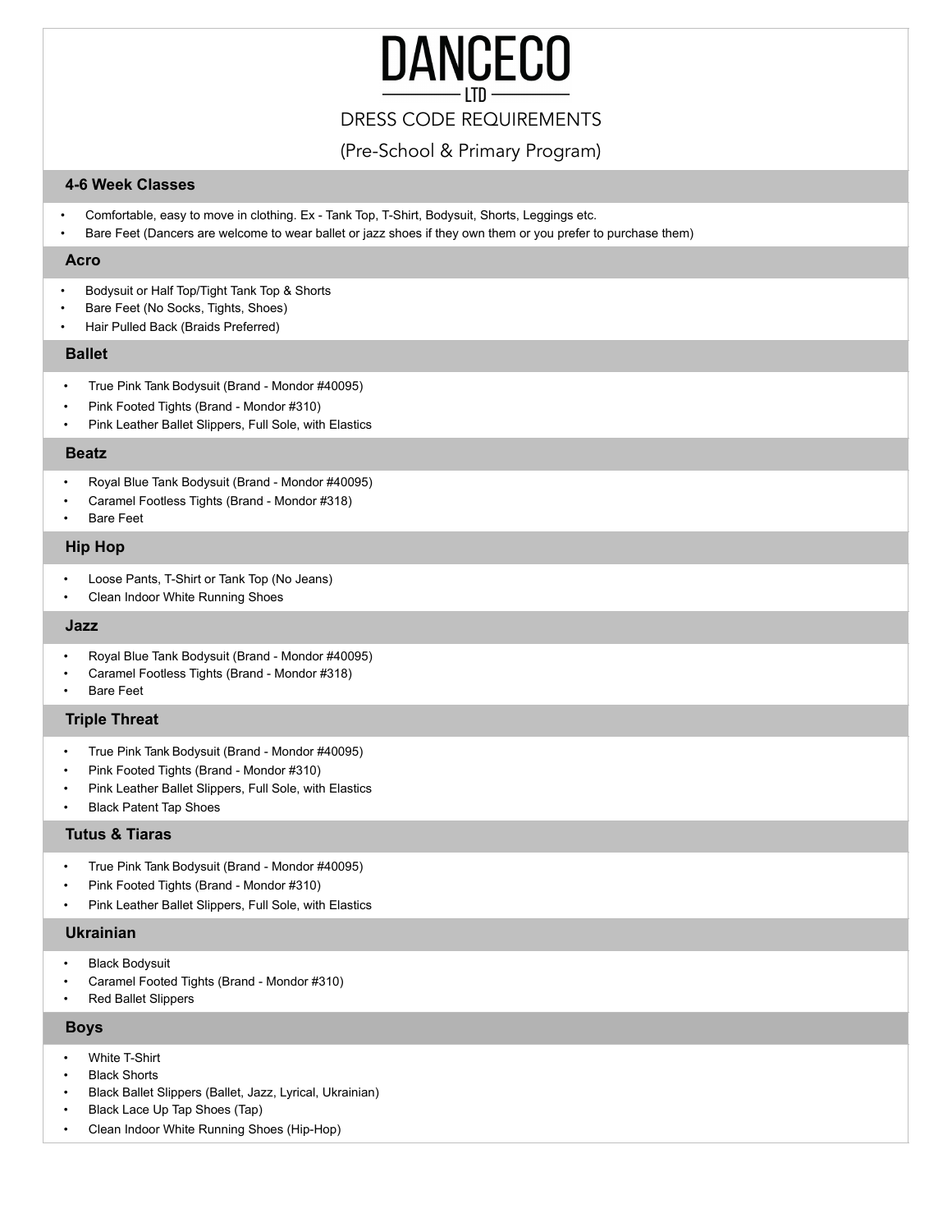# DANCECO

LTD

DRESS CODE REQUIREMENTS

(Pre-School & Primary Program)

## 4-6 Week Classes

- Comfortable, easy to move in clothing. Ex - Tank Top, T-Shirt, Bodysuit, Shorts, Leggings etc.
- Bare Feet (Dancers are welcome to wear ballet or jazz shoes if they own them or you prefer to purchase them)

## Acro

- Bodysuit or Half Top/Tight Tank Top & Shorts
- Bare Feet (No Socks, Tights, Shoes)
- Hair Pulled Back (Braids Preferred)

## Ballet

- True Pink Tank Bodysuit (Brand - Mondor #40095)
- Pink Footed Tights (Brand - Mondor #310)
- Pink Leather Ballet Slippers, Full Sole, with Elastics

## Beatz

- Royal Blue Tank Bodysuit (Brand - Mondor #40095)
- Caramel Footless Tights (Brand - Mondor #318)
- Bare Feet

## Hip Hop

- Loose Pants, T-Shirt or Tank Top (No Jeans)
- Clean Indoor White Running Shoes

## Jazz

- Royal Blue Tank Bodysuit (Brand - Mondor #40095)
- Caramel Footless Tights (Brand - Mondor #318)
- Bare Feet

## Triple Threat

- True Pink Tank Bodysuit (Brand - Mondor #40095)
- Pink Footed Tights (Brand - Mondor #310)
- Pink Leather Ballet Slippers, Full Sole, with Elastics
- Black Patent Tap Shoes

## Tutus & Tiaras

- True Pink Tank Bodysuit (Brand - Mondor #40095)
- Pink Footed Tights (Brand - Mondor #310)
- Pink Leather Ballet Slippers, Full Sole, with Elastics

## Ukrainian

- Black Bodysuit
- Caramel Footed Tights (Brand - Mondor #310)
- Red Ballet Slippers

## Boys

- White T-Shirt
- Black Shorts
- Black Ballet Slippers (Ballet, Jazz, Lyrical, Ukrainian)
- Black Lace Up Tap Shoes (Tap)
- Clean Indoor White Running Shoes (Hip-Hop)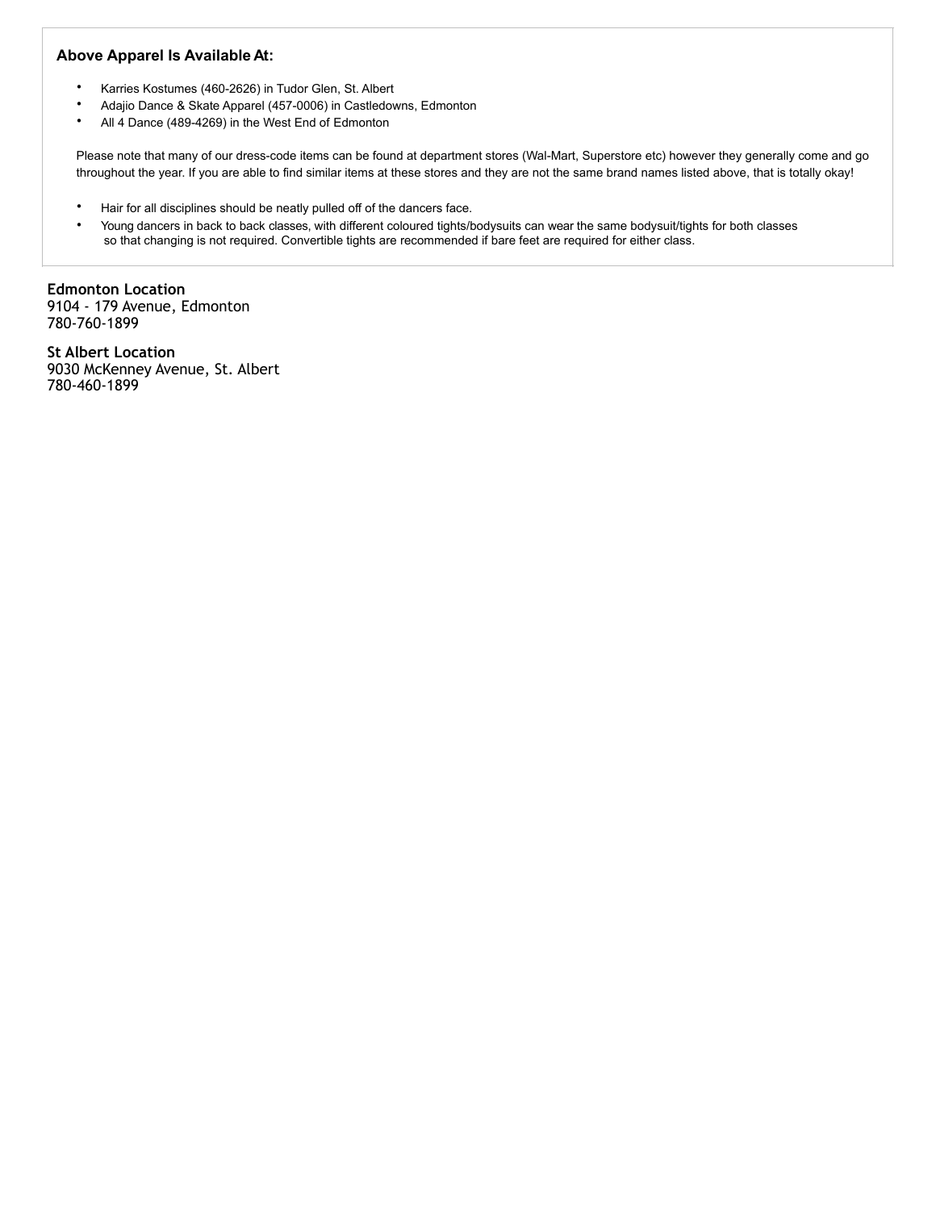### Above Apparel Is Available At:

- Karries Kostumes (460-2626) in Tudor Glen, St. Albert
- Adajio Dance & Skate Apparel (457-0006) in Castledowns, Edmonton
- All 4 Dance (489-4269) in the West End of Edmonton

Please note that many of our dress-code items can be found at department stores (Wal-Mart, Superstore etc) however they generally come and go throughout the year. If you are able to find similar items at these stores and they are not the same brand names listed above, that is totally okay!

- Hair for all disciplines should be neatly pulled off of the dancers face.
- Young dancers in back to back classes, with different coloured tights/bodysuits can wear the same bodysuit/tights for both classes so that changing is not required. Convertible tights are recommended if bare feet are required for either class.

**Edmonton Location**
9104 - 179 Avenue, Edmonton
780-760-1899

**St Albert Location**
9030 McKenney Avenue, St. Albert
780-460-1899